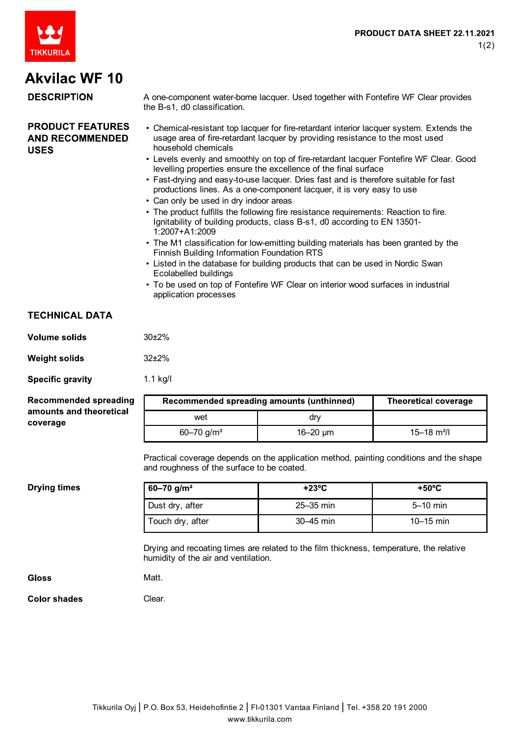# Akvilac WF 10

## DESCRIPTION

A one-component water-borne lacquer. Used together with Fontefire WF Clear provides the B-s1, d0 classification.

## PRODUCT FEATURES AND RECOMMENDED USES

- Chemical-resistant top lacquer for fire-retardant interior lacquer system. Extends the usage area of fire-retardant lacquer by providing resistance to the most used household chemicals
- Levels evenly and smoothly on top of fire-retardant lacquer Fontefire WF Clear. Good levelling properties ensure the excellence of the final surface
- Fast-drying and easy-to-use lacquer. Dries fast and is therefore suitable for fast productions lines. As a one-component lacquer, it is very easy to use
- Can only be used in dry indoor areas
- The product fulfills the following fire resistance requirements: Reaction to fire. Ignitability of building products, class B-s1, d0 according to EN 13501-1:2007+A1:2009
- The M1 classification for low-emitting building materials has been granted by the Finnish Building Information Foundation RTS
- Listed in the database for building products that can be used in Nordic Swan Ecolabelled buildings
- To be used on top of Fontefire WF Clear on interior wood surfaces in industrial application processes

## TECHNICAL DATA

**Volume solids**

30±2%

**Weight solids**

32±2%

**Specific gravity**

1.1 kg/l

**Recommended spreading amounts and theoretical coverage**

| Recommended spreading amounts (unthinned) | | Theoretical coverage |
|---|---|---|
| wet | dry | |
| 60–70 g/m² | 16–20 µm | 15–18 m²/l |

Practical coverage depends on the application method, painting conditions and the shape and roughness of the surface to be coated.

**Drying times**

| 60–70 g/m² | +23°C | +50°C |
|---|---|---|
| Dust dry, after | 25–35 min | 5–10 min |
| Touch dry, after | 30–45 min | 10–15 min |

Drying and recoating times are related to the film thickness, temperature, the relative humidity of the air and ventilation.

**Gloss**

Matt.

**Color shades**

Clear.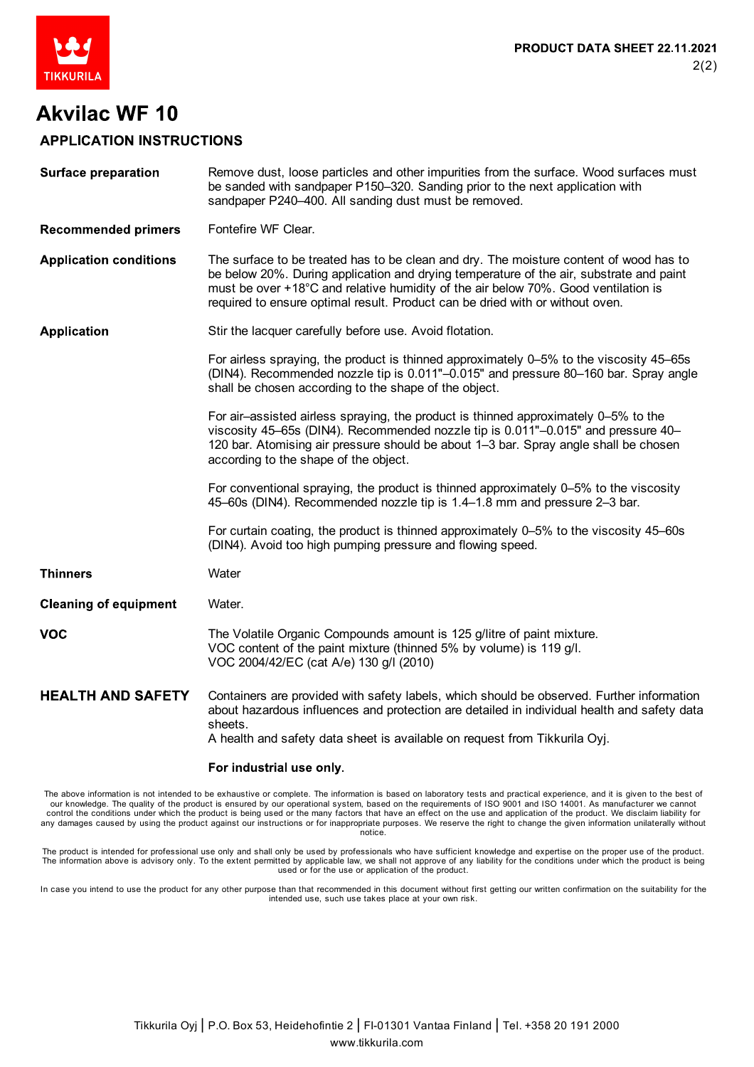# Akvilac WF 10

## APPLICATION INSTRUCTIONS

**Surface preparation**

Remove dust, loose particles and other impurities from the surface. Wood surfaces must be sanded with sandpaper P150–320. Sanding prior to the next application with sandpaper P240–400. All sanding dust must be removed.

**Recommended primers**

Fontefire WF Clear.

**Application conditions**

The surface to be treated has to be clean and dry. The moisture content of wood has to be below 20%. During application and drying temperature of the air, substrate and paint must be over +18°C and relative humidity of the air below 70%. Good ventilation is required to ensure optimal result. Product can be dried with or without oven.

**Application**

Stir the lacquer carefully before use. Avoid flotation.

For airless spraying, the product is thinned approximately 0–5% to the viscosity 45–65s (DIN4). Recommended nozzle tip is 0.011"–0.015" and pressure 80–160 bar. Spray angle shall be chosen according to the shape of the object.

For air–assisted airless spraying, the product is thinned approximately 0–5% to the viscosity 45–65s (DIN4). Recommended nozzle tip is 0.011"–0.015" and pressure 40–120 bar. Atomising air pressure should be about 1–3 bar. Spray angle shall be chosen according to the shape of the object.

For conventional spraying, the product is thinned approximately 0–5% to the viscosity 45–60s (DIN4). Recommended nozzle tip is 1.4–1.8 mm and pressure 2–3 bar.

For curtain coating, the product is thinned approximately 0–5% to the viscosity 45–60s (DIN4). Avoid too high pumping pressure and flowing speed.

**Thinners**

Water

**Cleaning of equipment**

Water.

**VOC**

The Volatile Organic Compounds amount is 125 g/litre of paint mixture.
VOC content of the paint mixture (thinned 5% by volume) is 119 g/l.
VOC 2004/42/EC (cat A/e) 130 g/l (2010)

## HEALTH AND SAFETY

Containers are provided with safety labels, which should be observed. Further information about hazardous influences and protection are detailed in individual health and safety data sheets.
A health and safety data sheet is available on request from Tikkurila Oyj.

**For industrial use only.**

The above information is not intended to be exhaustive or complete. The information is based on laboratory tests and practical experience, and it is given to the best of our knowledge. The quality of the product is ensured by our operational system, based on the requirements of ISO 9001 and ISO 14001. As manufacturer we cannot control the conditions under which the product is being used or the many factors that have an effect on the use and application of the product. We disclaim liability for any damages caused by using the product against our instructions or for inappropriate purposes. We reserve the right to change the given information unilaterally without notice.

The product is intended for professional use only and shall only be used by professionals who have sufficient knowledge and expertise on the proper use of the product. The information above is advisory only. To the extent permitted by applicable law, we shall not approve of any liability for the conditions under which the product is being used or for the use or application of the product.

In case you intend to use the product for any other purpose than that recommended in this document without first getting our written confirmation on the suitability for the intended use, such use takes place at your own risk.

Tikkurila Oyj | P.O. Box 53, Heidehofintie 2 | FI-01301 Vantaa Finland | Tel. +358 20 191 2000
www.tikkurila.com